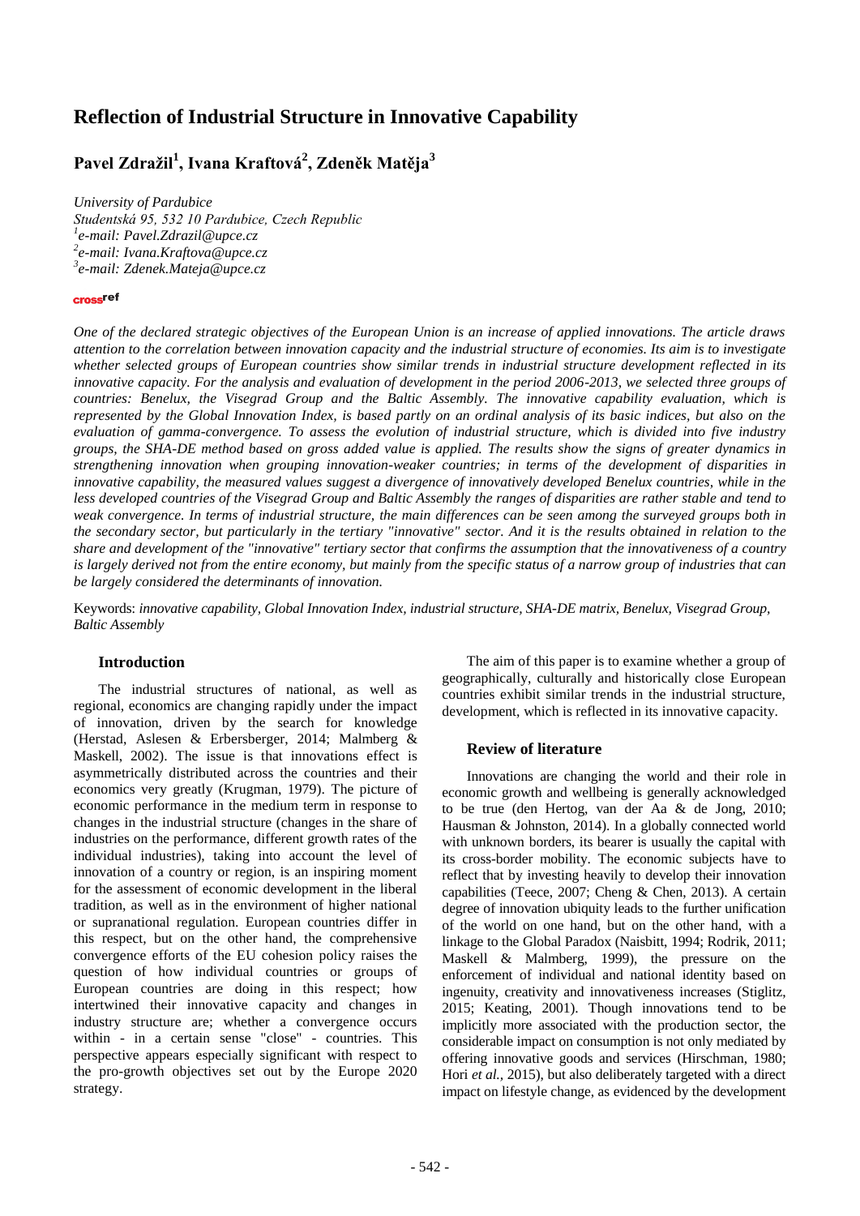# Reflection of Industrial Structure in Innovative Capability

**Pavel Zdražil[1], Ivana Kraftová[2], Zdeněk Matěja[3]**

*University of Pardubice*
*Studentská 95, 532 10 Pardubice, Czech Republic*
*[1]e-mail: Pavel.Zdrazil@upce.cz*
*[2]e-mail: Ivana.Kraftova@upce.cz*
*[3]e-mail: Zdenek.Mateja@upce.cz*

*One of the declared strategic objectives of the European Union is an increase of applied innovations. The article draws attention to the correlation between innovation capacity and the industrial structure of economies. Its aim is to investigate whether selected groups of European countries show similar trends in industrial structure development reflected in its innovative capacity. For the analysis and evaluation of development in the period 2006-2013, we selected three groups of countries: Benelux, the Visegrad Group and the Baltic Assembly. The innovative capability evaluation, which is represented by the Global Innovation Index, is based partly on an ordinal analysis of its basic indices, but also on the evaluation of gamma-convergence. To assess the evolution of industrial structure, which is divided into five industry groups, the SHA-DE method based on gross added value is applied. The results show the signs of greater dynamics in strengthening innovation when grouping innovation-weaker countries; in terms of the development of disparities in innovative capability, the measured values suggest a divergence of innovatively developed Benelux countries, while in the less developed countries of the Visegrad Group and Baltic Assembly the ranges of disparities are rather stable and tend to weak convergence. In terms of industrial structure, the main differences can be seen among the surveyed groups both in the secondary sector, but particularly in the tertiary "innovative" sector. And it is the results obtained in relation to the share and development of the "innovative" tertiary sector that confirms the assumption that the innovativeness of a country is largely derived not from the entire economy, but mainly from the specific status of a narrow group of industries that can be largely considered the determinants of innovation.*

Keywords: *innovative capability, Global Innovation Index, industrial structure, SHA-DE matrix, Benelux, Visegrad Group, Baltic Assembly*

## Introduction

The industrial structures of national, as well as regional, economics are changing rapidly under the impact of innovation, driven by the search for knowledge (Herstad, Aslesen & Erbersberger, 2014; Malmberg & Maskell, 2002). The issue is that innovations effect is asymmetrically distributed across the countries and their economics very greatly (Krugman, 1979). The picture of economic performance in the medium term in response to changes in the industrial structure (changes in the share of industries on the performance, different growth rates of the individual industries), taking into account the level of innovation of a country or region, is an inspiring moment for the assessment of economic development in the liberal tradition, as well as in the environment of higher national or supranational regulation. European countries differ in this respect, but on the other hand, the comprehensive convergence efforts of the EU cohesion policy raises the question of how individual countries or groups of European countries are doing in this respect; how intertwined their innovative capacity and changes in industry structure are; whether a convergence occurs within - in a certain sense "close" - countries. This perspective appears especially significant with respect to the pro-growth objectives set out by the Europe 2020 strategy.

The aim of this paper is to examine whether a group of geographically, culturally and historically close European countries exhibit similar trends in the industrial structure, development, which is reflected in its innovative capacity.

## Review of literature

Innovations are changing the world and their role in economic growth and wellbeing is generally acknowledged to be true (den Hertog, van der Aa & de Jong, 2010; Hausman & Johnston, 2014). In a globally connected world with unknown borders, its bearer is usually the capital with its cross-border mobility. The economic subjects have to reflect that by investing heavily to develop their innovation capabilities (Teece, 2007; Cheng & Chen, 2013). A certain degree of innovation ubiquity leads to the further unification of the world on one hand, but on the other hand, with a linkage to the Global Paradox (Naisbitt, 1994; Rodrik, 2011; Maskell & Malmberg, 1999), the pressure on the enforcement of individual and national identity based on ingenuity, creativity and innovativeness increases (Stiglitz, 2015; Keating, 2001). Though innovations tend to be implicitly more associated with the production sector, the considerable impact on consumption is not only mediated by offering innovative goods and services (Hirschman, 1980; Hori *et al.*, 2015), but also deliberately targeted with a direct impact on lifestyle change, as evidenced by the development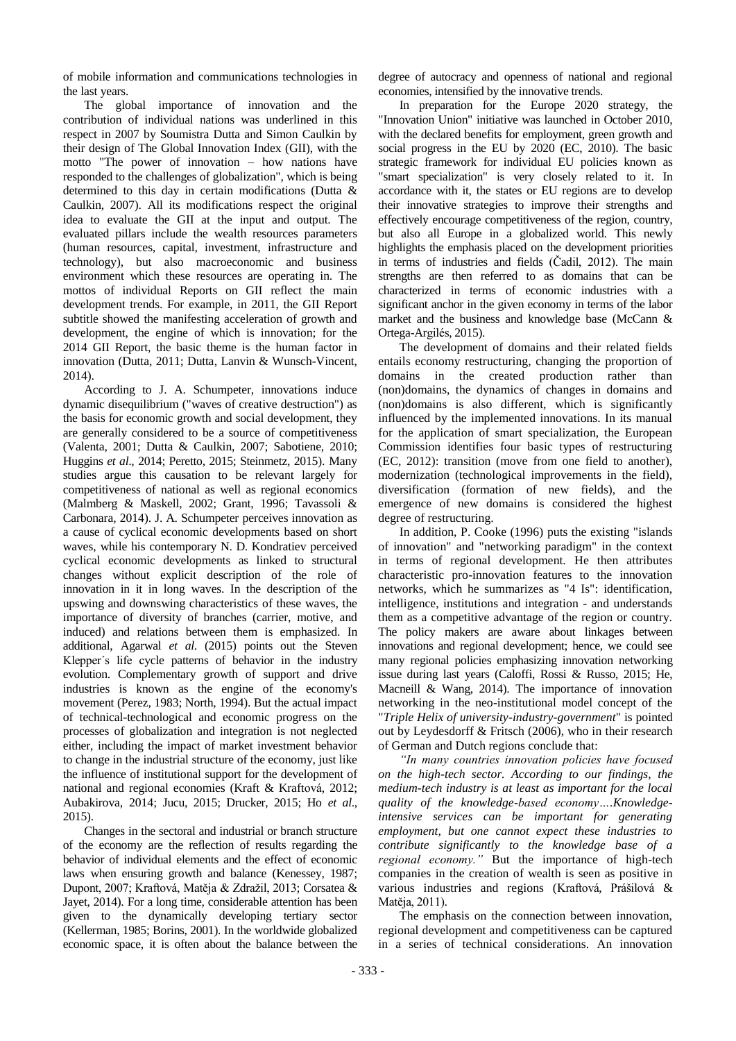of mobile information and communications technologies in the last years.

The global importance of innovation and the contribution of individual nations was underlined in this respect in 2007 by Soumistra Dutta and Simon Caulkin by their design of The Global Innovation Index (GII), with the motto "The power of innovation – how nations have responded to the challenges of globalization", which is being determined to this day in certain modifications (Dutta & Caulkin, 2007). All its modifications respect the original idea to evaluate the GII at the input and output. The evaluated pillars include the wealth resources parameters (human resources, capital, investment, infrastructure and technology), but also macroeconomic and business environment which these resources are operating in. The mottos of individual Reports on GII reflect the main development trends. For example, in 2011, the GII Report subtitle showed the manifesting acceleration of growth and development, the engine of which is innovation; for the 2014 GII Report, the basic theme is the human factor in innovation (Dutta, 2011; Dutta, Lanvin & Wunsch-Vincent, 2014).

According to J. A. Schumpeter, innovations induce dynamic disequilibrium ("waves of creative destruction") as the basis for economic growth and social development, they are generally considered to be a source of competitiveness (Valenta, 2001; Dutta & Caulkin, 2007; Sabotiene, 2010; Huggins *et al*., 2014; Peretto, 2015; Steinmetz, 2015). Many studies argue this causation to be relevant largely for competitiveness of national as well as regional economics (Malmberg & Maskell, 2002; Grant, 1996; Tavassoli & Carbonara, 2014). J. A. Schumpeter perceives innovation as a cause of cyclical economic developments based on short waves, while his contemporary N. D. Kondratiev perceived cyclical economic developments as linked to structural changes without explicit description of the role of innovation in it in long waves. In the description of the upswing and downswing characteristics of these waves, the importance of diversity of branches (carrier, motive, and induced) and relations between them is emphasized. In additional, Agarwal *et al.* (2015) points out the Steven Klepper´s life cycle patterns of behavior in the industry evolution. Complementary growth of support and drive industries is known as the engine of the economy's movement (Perez, 1983; North, 1994). But the actual impact of technical-technological and economic progress on the processes of globalization and integration is not neglected either, including the impact of market investment behavior to change in the industrial structure of the economy, just like the influence of institutional support for the development of national and regional economies (Kraft & Kraftová, 2012; Aubakirova, 2014; Jucu, 2015; Drucker, 2015; Ho *et al*., 2015).

Changes in the sectoral and industrial or branch structure of the economy are the reflection of results regarding the behavior of individual elements and the effect of economic laws when ensuring growth and balance (Kenessey, 1987; Dupont, 2007; Kraftová, Matěja & Zdražil, 2013; Corsatea & Jayet, 2014). For a long time, considerable attention has been given to the dynamically developing tertiary sector (Kellerman, 1985; Borins, 2001). In the worldwide globalized economic space, it is often about the balance between the degree of autocracy and openness of national and regional economies, intensified by the innovative trends.

In preparation for the Europe 2020 strategy, the "Innovation Union" initiative was launched in October 2010, with the declared benefits for employment, green growth and social progress in the EU by 2020 (EC, 2010). The basic strategic framework for individual EU policies known as "smart specialization" is very closely related to it. In accordance with it, the states or EU regions are to develop their innovative strategies to improve their strengths and effectively encourage competitiveness of the region, country, but also all Europe in a globalized world. This newly highlights the emphasis placed on the development priorities in terms of industries and fields (Čadil, 2012). The main strengths are then referred to as domains that can be characterized in terms of economic industries with a significant anchor in the given economy in terms of the labor market and the business and knowledge base (McCann & Ortega-Argilés, 2015).

The development of domains and their related fields entails economy restructuring, changing the proportion of domains in the created production rather than (non)domains, the dynamics of changes in domains and (non)domains is also different, which is significantly influenced by the implemented innovations. In its manual for the application of smart specialization, the European Commission identifies four basic types of restructuring (EC, 2012): transition (move from one field to another), modernization (technological improvements in the field), diversification (formation of new fields), and the emergence of new domains is considered the highest degree of restructuring.

In addition, P. Cooke (1996) puts the existing "islands of innovation" and "networking paradigm" in the context in terms of regional development. He then attributes characteristic pro-innovation features to the innovation networks, which he summarizes as "4 Is": identification, intelligence, institutions and integration - and understands them as a competitive advantage of the region or country. The policy makers are aware about linkages between innovations and regional development; hence, we could see many regional policies emphasizing innovation networking issue during last years (Caloffi, Rossi & Russo, 2015; He, Macneill & Wang, 2014). The importance of innovation networking in the neo-institutional model concept of the "*Triple Helix of university-industry-government*" is pointed out by Leydesdorff & Fritsch (2006), who in their research of German and Dutch regions conclude that:

*"In many countries innovation policies have focused on the high-tech sector. According to our findings, the medium-tech industry is at least as important for the local quality of the knowledge-based economy….Knowledge-intensive services can be important for generating employment, but one cannot expect these industries to contribute significantly to the knowledge base of a regional economy."* But the importance of high-tech companies in the creation of wealth is seen as positive in various industries and regions (Kraftová, Prášilová & Matěja, 2011).

The emphasis on the connection between innovation, regional development and competitiveness can be captured in a series of technical considerations. An innovation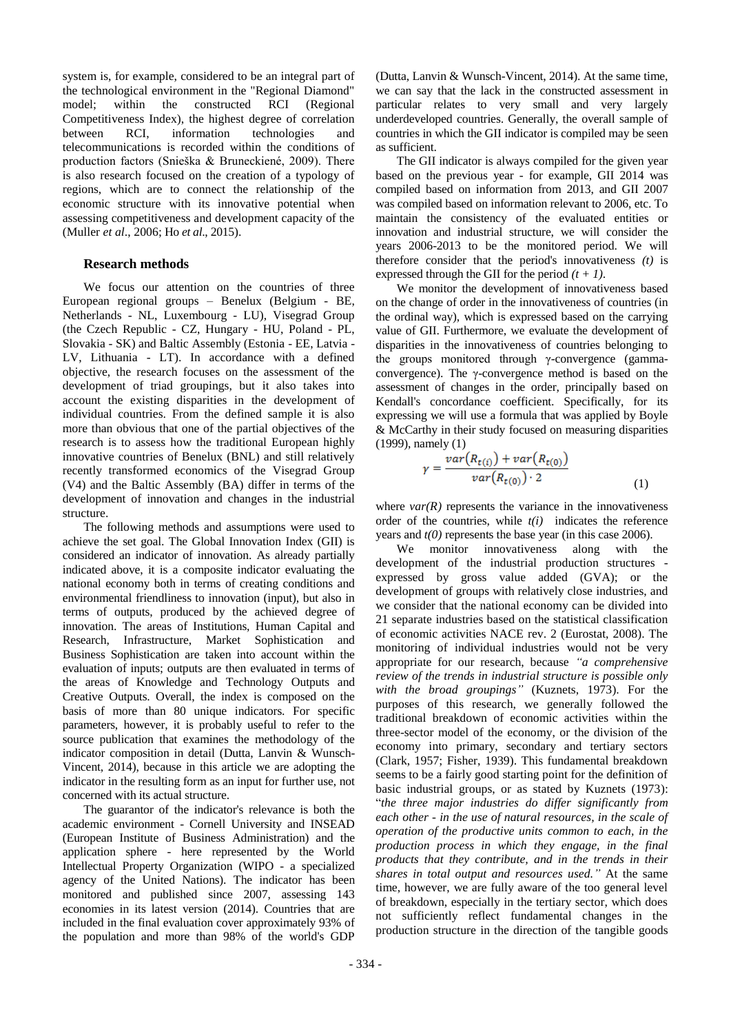system is, for example, considered to be an integral part of the technological environment in the "Regional Diamond" model; within the constructed RCI (Regional Competitiveness Index), the highest degree of correlation between RCI, information technologies and telecommunications is recorded within the conditions of production factors (Snieška & Bruneckienė, 2009). There is also research focused on the creation of a typology of regions, which are to connect the relationship of the economic structure with its innovative potential when assessing competitiveness and development capacity of the (Muller *et al*., 2006; Ho *et al*., 2015).

## Research methods

We focus our attention on the countries of three European regional groups – Benelux (Belgium - BE, Netherlands - NL, Luxembourg - LU), Visegrad Group (the Czech Republic - CZ, Hungary - HU, Poland - PL, Slovakia - SK) and Baltic Assembly (Estonia - EE, Latvia - LV, Lithuania - LT). In accordance with a defined objective, the research focuses on the assessment of the development of triad groupings, but it also takes into account the existing disparities in the development of individual countries. From the defined sample it is also more than obvious that one of the partial objectives of the research is to assess how the traditional European highly innovative countries of Benelux (BNL) and still relatively recently transformed economics of the Visegrad Group (V4) and the Baltic Assembly (BA) differ in terms of the development of innovation and changes in the industrial structure.

The following methods and assumptions were used to achieve the set goal. The Global Innovation Index (GII) is considered an indicator of innovation. As already partially indicated above, it is a composite indicator evaluating the national economy both in terms of creating conditions and environmental friendliness to innovation (input), but also in terms of outputs, produced by the achieved degree of innovation. The areas of Institutions, Human Capital and Research, Infrastructure, Market Sophistication and Business Sophistication are taken into account within the evaluation of inputs; outputs are then evaluated in terms of the areas of Knowledge and Technology Outputs and Creative Outputs. Overall, the index is composed on the basis of more than 80 unique indicators. For specific parameters, however, it is probably useful to refer to the source publication that examines the methodology of the indicator composition in detail (Dutta, Lanvin & Wunsch-Vincent, 2014), because in this article we are adopting the indicator in the resulting form as an input for further use, not concerned with its actual structure.

The guarantor of the indicator's relevance is both the academic environment - Cornell University and INSEAD (European Institute of Business Administration) and the application sphere - here represented by the World Intellectual Property Organization (WIPO - a specialized agency of the United Nations). The indicator has been monitored and published since 2007, assessing 143 economies in its latest version (2014). Countries that are included in the final evaluation cover approximately 93% of the population and more than 98% of the world's GDP (Dutta, Lanvin & Wunsch-Vincent, 2014). At the same time, we can say that the lack in the constructed assessment in particular relates to very small and very largely underdeveloped countries. Generally, the overall sample of countries in which the GII indicator is compiled may be seen as sufficient.

The GII indicator is always compiled for the given year based on the previous year - for example, GII 2014 was compiled based on information from 2013, and GII 2007 was compiled based on information relevant to 2006, etc. To maintain the consistency of the evaluated entities or innovation and industrial structure, we will consider the years 2006-2013 to be the monitored period. We will therefore consider that the period's innovativeness $(t)$ is expressed through the GII for the period $(t + 1)$.

We monitor the development of innovativeness based on the change of order in the innovativeness of countries (in the ordinal way), which is expressed based on the carrying value of GII. Furthermore, we evaluate the development of disparities in the innovativeness of countries belonging to the groups monitored through γ-convergence (gamma-convergence). The γ-convergence method is based on the assessment of changes in the order, principally based on Kendall's concordance coefficient. Specifically, for its expressing we will use a formula that was applied by Boyle & McCarthy in their study focused on measuring disparities (1999), namely (1)

$$\gamma = \frac{var(R_{t(i)}) + var(R_{t(0)})}{var(R_{t(0)}) \cdot 2} \tag{1}$$

where $var(R)$ represents the variance in the innovativeness order of the countries, while $t(i)$ indicates the reference years and $t(0)$ represents the base year (in this case 2006).

We monitor innovativeness along with the development of the industrial production structures - expressed by gross value added (GVA); or the development of groups with relatively close industries, and we consider that the national economy can be divided into 21 separate industries based on the statistical classification of economic activities NACE rev. 2 (Eurostat, 2008). The monitoring of individual industries would not be very appropriate for our research, because *"a comprehensive review of the trends in industrial structure is possible only with the broad groupings"* (Kuznets, 1973). For the purposes of this research, we generally followed the traditional breakdown of economic activities within the three-sector model of the economy, or the division of the economy into primary, secondary and tertiary sectors (Clark, 1957; Fisher, 1939). This fundamental breakdown seems to be a fairly good starting point for the definition of basic industrial groups, or as stated by Kuznets (1973): "*the three major industries do differ significantly from each other - in the use of natural resources, in the scale of operation of the productive units common to each, in the production process in which they engage, in the final products that they contribute, and in the trends in their shares in total output and resources used."* At the same time, however, we are fully aware of the too general level of breakdown, especially in the tertiary sector, which does not sufficiently reflect fundamental changes in the production structure in the direction of the tangible goods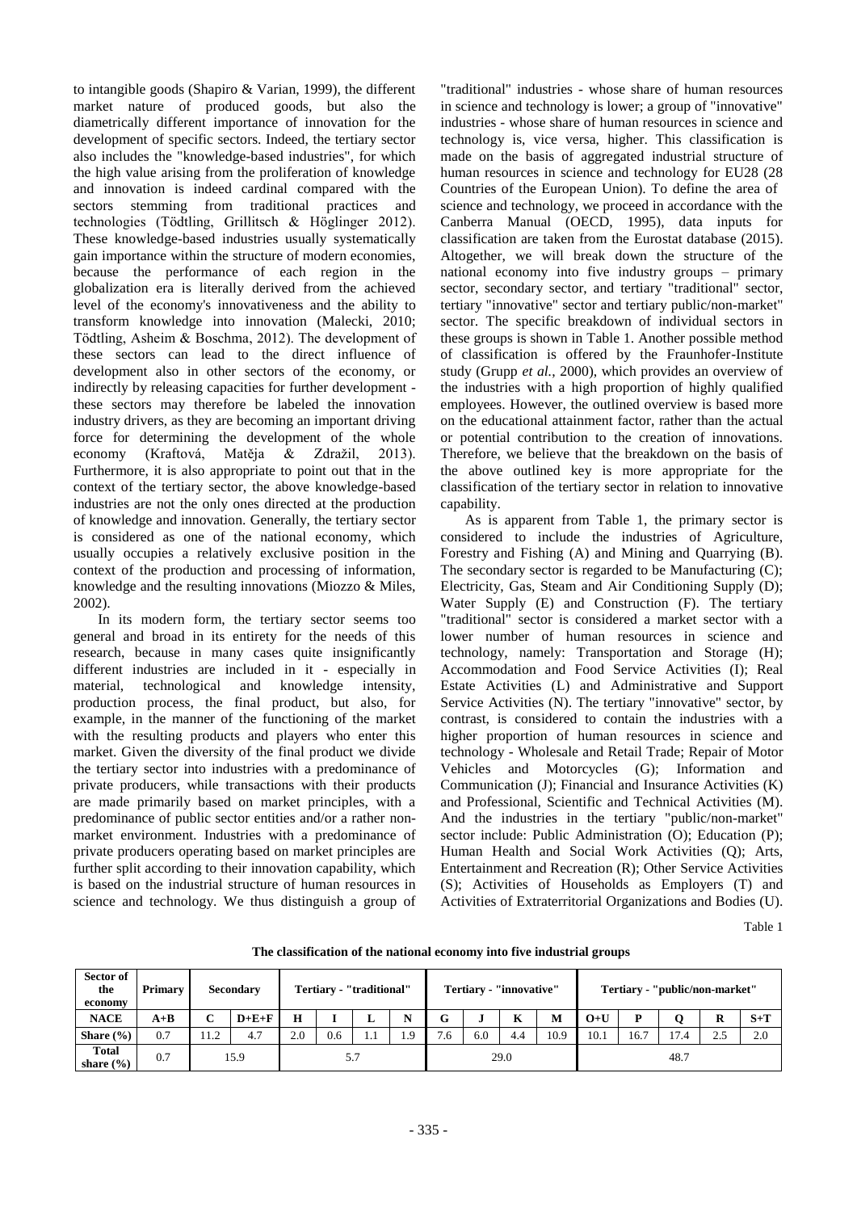to intangible goods (Shapiro & Varian, 1999), the different market nature of produced goods, but also the diametrically different importance of innovation for the development of specific sectors. Indeed, the tertiary sector also includes the "knowledge-based industries", for which the high value arising from the proliferation of knowledge and innovation is indeed cardinal compared with the sectors stemming from traditional practices and technologies (Tödtling, Grillitsch & Höglinger 2012). These knowledge-based industries usually systematically gain importance within the structure of modern economies, because the performance of each region in the globalization era is literally derived from the achieved level of the economy's innovativeness and the ability to transform knowledge into innovation (Malecki, 2010; Tödtling, Asheim & Boschma, 2012). The development of these sectors can lead to the direct influence of development also in other sectors of the economy, or indirectly by releasing capacities for further development - these sectors may therefore be labeled the innovation industry drivers, as they are becoming an important driving force for determining the development of the whole economy (Kraftová, Matěja & Zdražil, 2013). Furthermore, it is also appropriate to point out that in the context of the tertiary sector, the above knowledge-based industries are not the only ones directed at the production of knowledge and innovation. Generally, the tertiary sector is considered as one of the national economy, which usually occupies a relatively exclusive position in the context of the production and processing of information, knowledge and the resulting innovations (Miozzo & Miles, 2002).

In its modern form, the tertiary sector seems too general and broad in its entirety for the needs of this research, because in many cases quite insignificantly different industries are included in it - especially in material, technological and knowledge intensity, production process, the final product, but also, for example, in the manner of the functioning of the market with the resulting products and players who enter this market. Given the diversity of the final product we divide the tertiary sector into industries with a predominance of private producers, while transactions with their products are made primarily based on market principles, with a predominance of public sector entities and/or a rather non-market environment. Industries with a predominance of private producers operating based on market principles are further split according to their innovation capability, which is based on the industrial structure of human resources in science and technology. We thus distinguish a group of "traditional" industries - whose share of human resources in science and technology is lower; a group of "innovative" industries - whose share of human resources in science and technology is, vice versa, higher. This classification is made on the basis of aggregated industrial structure of human resources in science and technology for EU28 (28 Countries of the European Union). To define the area of science and technology, we proceed in accordance with the Canberra Manual (OECD, 1995), data inputs for classification are taken from the Eurostat database (2015). Altogether, we will break down the structure of the national economy into five industry groups – primary sector, secondary sector, and tertiary "traditional" sector, tertiary "innovative" sector and tertiary public/non-market" sector. The specific breakdown of individual sectors in these groups is shown in Table 1. Another possible method of classification is offered by the Fraunhofer-Institute study (Grupp *et al.*, 2000), which provides an overview of the industries with a high proportion of highly qualified employees. However, the outlined overview is based more on the educational attainment factor, rather than the actual or potential contribution to the creation of innovations. Therefore, we believe that the breakdown on the basis of the above outlined key is more appropriate for the classification of the tertiary sector in relation to innovative capability.

As is apparent from Table 1, the primary sector is considered to include the industries of Agriculture, Forestry and Fishing (A) and Mining and Quarrying (B). The secondary sector is regarded to be Manufacturing (C); Electricity, Gas, Steam and Air Conditioning Supply (D); Water Supply (E) and Construction (F). The tertiary "traditional" sector is considered a market sector with a lower number of human resources in science and technology, namely: Transportation and Storage (H); Accommodation and Food Service Activities (I); Real Estate Activities (L) and Administrative and Support Service Activities (N). The tertiary "innovative" sector, by contrast, is considered to contain the industries with a higher proportion of human resources in science and technology - Wholesale and Retail Trade; Repair of Motor Vehicles and Motorcycles (G); Information and Communication (J); Financial and Insurance Activities (K) and Professional, Scientific and Technical Activities (M). And the industries in the tertiary "public/non-market" sector include: Public Administration (O); Education (P); Human Health and Social Work Activities (Q); Arts, Entertainment and Recreation (R); Other Service Activities (S); Activities of Households as Employers (T) and Activities of Extraterritorial Organizations and Bodies (U).

Table 1

**The classification of the national economy into five industrial groups**

| Sector of the economy | Primary | Secondary | | Tertiary - "traditional" | | | | Tertiary - "innovative" | | | | Tertiary - "public/non-market" | | | | |
|---|---|---|---|---|---|---|---|---|---|---|---|---|---|---|---|---|
| **NACE** | **A+B** | **C** | **D+E+F** | **H** | **I** | **L** | **N** | **G** | **J** | **K** | **M** | **O+U** | **P** | **Q** | **R** | **S+T** |
| **Share (%)** | 0.7 | 11.2 | 4.7 | 2.0 | 0.6 | 1.1 | 1.9 | 7.6 | 6.0 | 4.4 | 10.9 | 10.1 | 16.7 | 17.4 | 2.5 | 2.0 |
| **Total share (%)** | 0.7 | 15.9 | | 5.7 | | | | 29.0 | | | | 48.7 | | | | |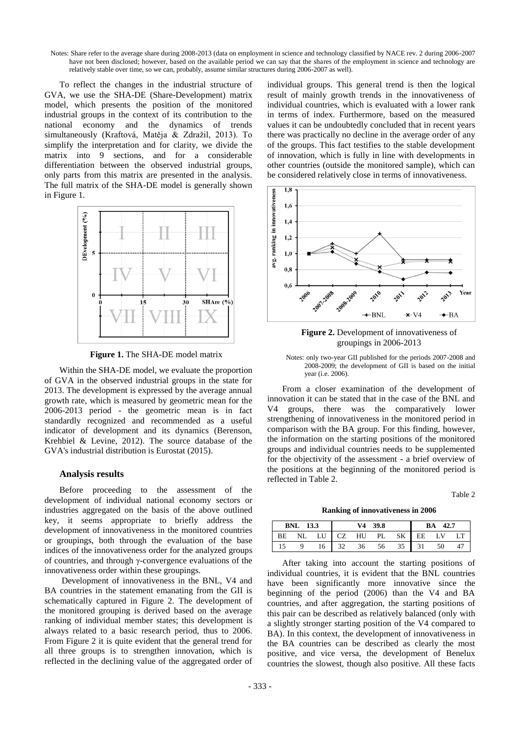Notes: Share refer to the average share during 2008-2013 (data on employment in science and technology classified by NACE rev. 2 during 2006-2007 have not been disclosed; however, based on the available period we can say that the shares of the employment in science and technology are relatively stable over time, so we can, probably, assume similar structures during 2006-2007 as well).

To reflect the changes in the industrial structure of GVA, we use the SHA-DE (Share-Development) matrix model, which presents the position of the monitored industrial groups in the context of its contribution to the national economy and the dynamics of trends simultaneously (Kraftová, Matěja & Zdražil, 2013). To simplify the interpretation and for clarity, we divide the matrix into 9 sections, and for a considerable differentiation between the observed industrial groups, only parts from this matrix are presented in the analysis. The full matrix of the SHA-DE model is generally shown in Figure 1.

**Figure 1.** The SHA-DE model matrix

Within the SHA-DE model, we evaluate the proportion of GVA in the observed industrial groups in the state for 2013. The development is expressed by the average annual growth rate, which is measured by geometric mean for the 2006-2013 period - the geometric mean is in fact standardly recognized and recommended as a useful indicator of development and its dynamics (Berenson, Krehbiel & Levine, 2012). The source database of the GVA's industrial distribution is Eurostat (2015).

## Analysis results

Before proceeding to the assessment of the development of individual national economy sectors or industries aggregated on the basis of the above outlined key, it seems appropriate to briefly address the development of innovativeness in the monitored countries or groupings, both through the evaluation of the base indices of the innovativeness order for the analyzed groups of countries, and through γ-convergence evaluations of the innovativeness order within these groupings.

Development of innovativeness in the BNL, V4 and BA countries in the statement emanating from the GII is schematically captured in Figure 2. The development of the monitored grouping is derived based on the average ranking of individual member states; this development is always related to a basic research period, thus to 2006. From Figure 2 it is quite evident that the general trend for all three groups is to strengthen innovation, which is reflected in the declining value of the aggregated order of individual groups. This general trend is then the logical result of mainly growth trends in the innovativeness of individual countries, which is evaluated with a lower rank in terms of index. Furthermore, based on the measured values it can be undoubtedly concluded that in recent years there was practically no decline in the average order of any of the groups. This fact testifies to the stable development of innovation, which is fully in line with developments in other countries (outside the monitored sample), which can be considered relatively close in terms of innovativeness.

**Figure 2.** Development of innovativeness of groupings in 2006-2013

Notes: only two-year GII published for the periods 2007-2008 and 2008-2009; the development of GII is based on the initial year (i.e. 2006).

From a closer examination of the development of innovation it can be stated that in the case of the BNL and V4 groups, there was the comparatively lower strengthening of innovativeness in the monitored period in comparison with the BA group. For this finding, however, the information on the starting positions of the monitored groups and individual countries needs to be supplemented for the objectivity of the assessment - a brief overview of the positions at the beginning of the monitored period is reflected in Table 2.

Table 2

**Ranking of innovativeness in 2006**

| BNL 13.3 | | | V4 39.8 | | | | BA 42.7 | | |
|---|---|---|---|---|---|---|---|---|---|
| BE | NL | LU | CZ | HU | PL | SK | EE | LV | LT |
| 15 | 9 | 16 | 32 | 36 | 56 | 35 | 31 | 50 | 47 |

After taking into account the starting positions of individual countries, it is evident that the BNL countries have been significantly more innovative since the beginning of the period (2006) than the V4 and BA countries, and after aggregation, the starting positions of this pair can be described as relatively balanced (only with a slightly stronger starting position of the V4 compared to BA). In this context, the development of innovativeness in the BA countries can be described as clearly the most positive, and vice versa, the development of Benelux countries the slowest, though also positive. All these facts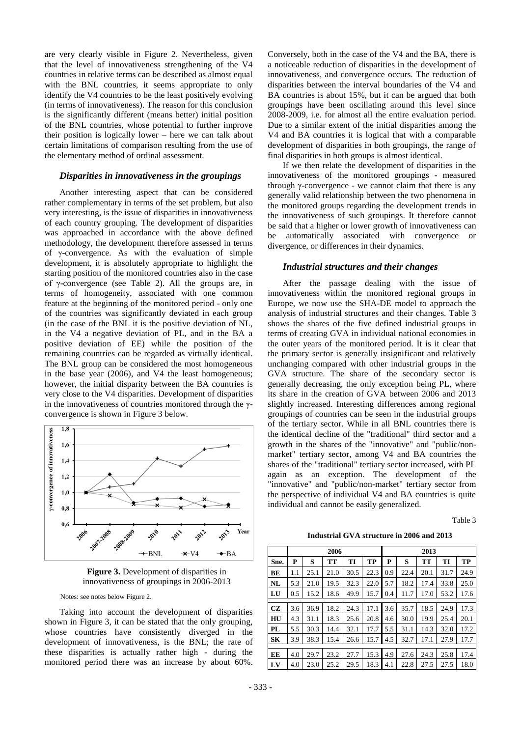are very clearly visible in Figure 2. Nevertheless, given that the level of innovativeness strengthening of the V4 countries in relative terms can be described as almost equal with the BNL countries, it seems appropriate to only identify the V4 countries to be the least positively evolving (in terms of innovativeness). The reason for this conclusion is the significantly different (means better) initial position of the BNL countries, whose potential to further improve their position is logically lower – here we can talk about certain limitations of comparison resulting from the use of the elementary method of ordinal assessment.

### *Disparities in innovativeness in the groupings*

Another interesting aspect that can be considered rather complementary in terms of the set problem, but also very interesting, is the issue of disparities in innovativeness of each country grouping. The development of disparities was approached in accordance with the above defined methodology, the development therefore assessed in terms of γ-convergence. As with the evaluation of simple development, it is absolutely appropriate to highlight the starting position of the monitored countries also in the case of γ-convergence (see Table 2). All the groups are, in terms of homogeneity, associated with one common feature at the beginning of the monitored period - only one of the countries was significantly deviated in each group (in the case of the BNL it is the positive deviation of NL, in the V4 a negative deviation of PL, and in the BA a positive deviation of EE) while the position of the remaining countries can be regarded as virtually identical. The BNL group can be considered the most homogeneous in the base year (2006), and V4 the least homogeneous; however, the initial disparity between the BA countries is very close to the V4 disparities. Development of disparities in the innovativeness of countries monitored through the γ-convergence is shown in Figure 3 below.

**Figure 3.** Development of disparities in innovativeness of groupings in 2006-2013

Notes: see notes below Figure 2.

Taking into account the development of disparities shown in Figure 3, it can be stated that the only grouping, whose countries have consistently diverged in the development of innovativeness, is the BNL; the rate of these disparities is actually rather high - during the monitored period there was an increase by about 60%. Conversely, both in the case of the V4 and the BA, there is a noticeable reduction of disparities in the development of innovativeness, and convergence occurs. The reduction of disparities between the interval boundaries of the V4 and BA countries is about 15%, but it can be argued that both groupings have been oscillating around this level since 2008-2009, i.e. for almost all the entire evaluation period. Due to a similar extent of the initial disparities among the V4 and BA countries it is logical that with a comparable development of disparities in both groupings, the range of final disparities in both groups is almost identical.

If we then relate the development of disparities in the innovativeness of the monitored groupings - measured through γ-convergence - we cannot claim that there is any generally valid relationship between the two phenomena in the monitored groups regarding the development trends in the innovativeness of such groupings. It therefore cannot be said that a higher or lower growth of innovativeness can be automatically associated with convergence or divergence, or differences in their dynamics.

### *Industrial structures and their changes*

After the passage dealing with the issue of innovativeness within the monitored regional groups in Europe, we now use the SHA-DE model to approach the analysis of industrial structures and their changes. Table 3 shows the shares of the five defined industrial groups in terms of creating GVA in individual national economies in the outer years of the monitored period. It is it clear that the primary sector is generally insignificant and relatively unchanging compared with other industrial groups in the GVA structure. The share of the secondary sector is generally decreasing, the only exception being PL, where its share in the creation of GVA between 2006 and 2013 slightly increased. Interesting differences among regional groupings of countries can be seen in the industrial groups of the tertiary sector. While in all BNL countries there is the identical decline of the "traditional" third sector and a growth in the shares of the "innovative" and "public/non-market" tertiary sector, among V4 and BA countries the shares of the "traditional" tertiary sector increased, with PL again as an exception. The development of the "innovative" and "public/non-market" tertiary sector from the perspective of individual V4 and BA countries is quite individual and cannot be easily generalized.

Table 3

**Industrial GVA structure in 2006 and 2013**

| | 2006 | | | | | 2013 | | | | |
|---|---|---|---|---|---|---|---|---|---|---|
| **Sne.** | **P** | **S** | **TT** | **TI** | **TP** | **P** | **S** | **TT** | **TI** | **TP** |
| **BE** | 1.1 | 25.1 | 21.0 | 30.5 | 22.3 | 0.9 | 22.4 | 20.1 | 31.7 | 24.9 |
| **NL** | 5.3 | 21.0 | 19.5 | 32.3 | 22.0 | 5.7 | 18.2 | 17.4 | 33.8 | 25.0 |
| **LU** | 0.5 | 15.2 | 18.6 | 49.9 | 15.7 | 0.4 | 11.7 | 17.0 | 53.2 | 17.6 |
| **CZ** | 3.6 | 36.9 | 18.2 | 24.3 | 17.1 | 3.6 | 35.7 | 18.5 | 24.9 | 17.3 |
| **HU** | 4.3 | 31.1 | 18.3 | 25.6 | 20.8 | 4.6 | 30.0 | 19.9 | 25.4 | 20.1 |
| **PL** | 5.5 | 30.3 | 14.4 | 32.1 | 17.7 | 5.5 | 31.1 | 14.3 | 32.0 | 17.2 |
| **SK** | 3.9 | 38.3 | 15.4 | 26.6 | 15.7 | 4.5 | 32.7 | 17.1 | 27.9 | 17.7 |
| **EE** | 4.0 | 29.7 | 23.2 | 27.7 | 15.3 | 4.9 | 27.6 | 24.3 | 25.8 | 17.4 |
| **LV** | 4.0 | 23.0 | 25.2 | 29.5 | 18.3 | 4.1 | 22.8 | 27.5 | 27.5 | 18.0 |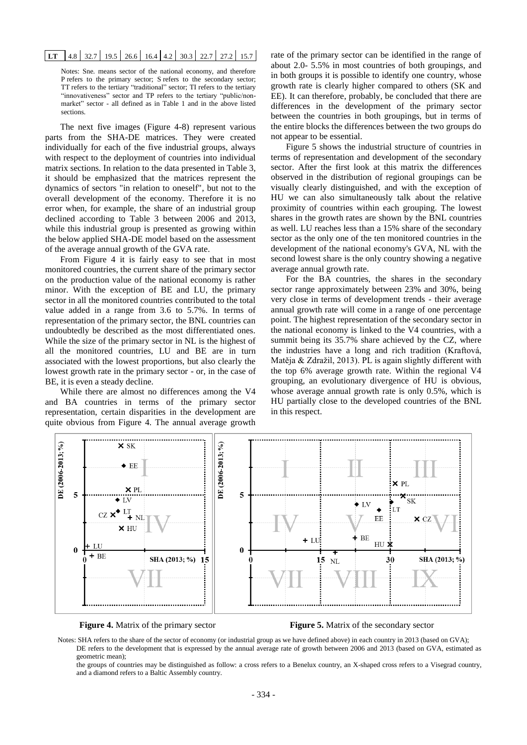| LT | 4.8 | 32.7 | 19.5 | 26.6 | 16.4 | 4.2 | 30.3 | 22.7 | 27.2 | 15.7 |
|---|---|---|---|---|---|---|---|---|---|---|

Notes: Sne. means sector of the national economy, and therefore P refers to the primary sector; S refers to the secondary sector; TT refers to the tertiary "traditional" sector; TI refers to the tertiary "innovativeness" sector and TP refers to the tertiary "public/non-market" sector - all defined as in Table 1 and in the above listed sections.

The next five images (Figure 4-8) represent various parts from the SHA-DE matrices. They were created individually for each of the five industrial groups, always with respect to the deployment of countries into individual matrix sections. In relation to the data presented in Table 3, it should be emphasized that the matrices represent the dynamics of sectors "in relation to oneself", but not to the overall development of the economy. Therefore it is no error when, for example, the share of an industrial group declined according to Table 3 between 2006 and 2013, while this industrial group is presented as growing within the below applied SHA-DE model based on the assessment of the average annual growth of the GVA rate.

From Figure 4 it is fairly easy to see that in most monitored countries, the current share of the primary sector on the production value of the national economy is rather minor. With the exception of BE and LU, the primary sector in all the monitored countries contributed to the total value added in a range from 3.6 to 5.7%. In terms of representation of the primary sector, the BNL countries can undoubtedly be described as the most differentiated ones. While the size of the primary sector in NL is the highest of all the monitored countries, LU and BE are in turn associated with the lowest proportions, but also clearly the lowest growth rate in the primary sector - or, in the case of BE, it is even a steady decline.

While there are almost no differences among the V4 and BA countries in terms of the primary sector representation, certain disparities in the development are quite obvious from Figure 4. The annual average growth rate of the primary sector can be identified in the range of about 2.0- 5.5% in most countries of both groupings, and in both groups it is possible to identify one country, whose growth rate is clearly higher compared to others (SK and EE). It can therefore, probably, be concluded that there are differences in the development of the primary sector between the countries in both groupings, but in terms of the entire blocks the differences between the two groups do not appear to be essential.

Figure 5 shows the industrial structure of countries in terms of representation and development of the secondary sector. After the first look at this matrix the differences observed in the distribution of regional groupings can be visually clearly distinguished, and with the exception of HU we can also simultaneously talk about the relative proximity of countries within each grouping. The lowest shares in the growth rates are shown by the BNL countries as well. LU reaches less than a 15% share of the secondary sector as the only one of the ten monitored countries in the development of the national economy's GVA, NL with the second lowest share is the only country showing a negative average annual growth rate.

For the BA countries, the shares in the secondary sector range approximately between 23% and 30%, being very close in terms of development trends - their average annual growth rate will come in a range of one percentage point. The highest representation of the secondary sector in the national economy is linked to the V4 countries, with a summit being its 35.7% share achieved by the CZ, where the industries have a long and rich tradition (Kraftová, Matěja & Zdražil, 2013). PL is again slightly different with the top 6% average growth rate. Within the regional V4 grouping, an evolutionary divergence of HU is obvious, whose average annual growth rate is only 0.5%, which is HU partially close to the developed countries of the BNL in this respect.

**Figure 4.** Matrix of the primary sector

**Figure 5.** Matrix of the secondary sector

Notes: SHA refers to the share of the sector of economy (or industrial group as we have defined above) in each country in 2013 (based on GVA);
DE refers to the development that is expressed by the annual average rate of growth between 2006 and 2013 (based on GVA, estimated as geometric mean);
the groups of countries may be distinguished as follow: a cross refers to a Benelux country, an X-shaped cross refers to a Visegrad country, and a diamond refers to a Baltic Assembly country.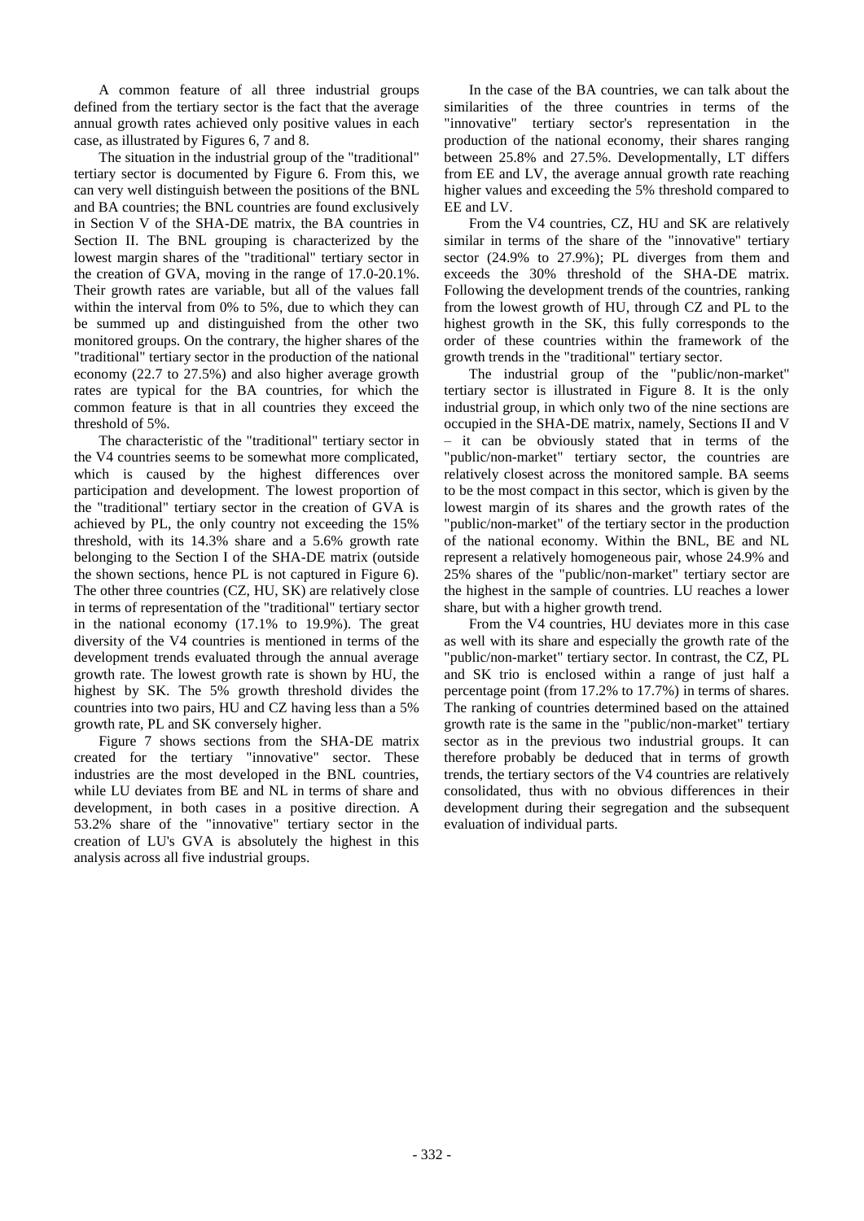A common feature of all three industrial groups defined from the tertiary sector is the fact that the average annual growth rates achieved only positive values in each case, as illustrated by Figures 6, 7 and 8.

The situation in the industrial group of the "traditional" tertiary sector is documented by Figure 6. From this, we can very well distinguish between the positions of the BNL and BA countries; the BNL countries are found exclusively in Section V of the SHA-DE matrix, the BA countries in Section II. The BNL grouping is characterized by the lowest margin shares of the "traditional" tertiary sector in the creation of GVA, moving in the range of 17.0-20.1%. Their growth rates are variable, but all of the values fall within the interval from 0% to 5%, due to which they can be summed up and distinguished from the other two monitored groups. On the contrary, the higher shares of the "traditional" tertiary sector in the production of the national economy (22.7 to 27.5%) and also higher average growth rates are typical for the BA countries, for which the common feature is that in all countries they exceed the threshold of 5%.

The characteristic of the "traditional" tertiary sector in the V4 countries seems to be somewhat more complicated, which is caused by the highest differences over participation and development. The lowest proportion of the "traditional" tertiary sector in the creation of GVA is achieved by PL, the only country not exceeding the 15% threshold, with its 14.3% share and a 5.6% growth rate belonging to the Section I of the SHA-DE matrix (outside the shown sections, hence PL is not captured in Figure 6). The other three countries (CZ, HU, SK) are relatively close in terms of representation of the "traditional" tertiary sector in the national economy (17.1% to 19.9%). The great diversity of the V4 countries is mentioned in terms of the development trends evaluated through the annual average growth rate. The lowest growth rate is shown by HU, the highest by SK. The 5% growth threshold divides the countries into two pairs, HU and CZ having less than a 5% growth rate, PL and SK conversely higher.

Figure 7 shows sections from the SHA-DE matrix created for the tertiary "innovative" sector. These industries are the most developed in the BNL countries, while LU deviates from BE and NL in terms of share and development, in both cases in a positive direction. A 53.2% share of the "innovative" tertiary sector in the creation of LU's GVA is absolutely the highest in this analysis across all five industrial groups.

In the case of the BA countries, we can talk about the similarities of the three countries in terms of the "innovative" tertiary sector's representation in the production of the national economy, their shares ranging between 25.8% and 27.5%. Developmentally, LT differs from EE and LV, the average annual growth rate reaching higher values and exceeding the 5% threshold compared to EE and LV.

From the V4 countries, CZ, HU and SK are relatively similar in terms of the share of the "innovative" tertiary sector (24.9% to 27.9%); PL diverges from them and exceeds the 30% threshold of the SHA-DE matrix. Following the development trends of the countries, ranking from the lowest growth of HU, through CZ and PL to the highest growth in the SK, this fully corresponds to the order of these countries within the framework of the growth trends in the "traditional" tertiary sector.

The industrial group of the "public/non-market" tertiary sector is illustrated in Figure 8. It is the only industrial group, in which only two of the nine sections are occupied in the SHA-DE matrix, namely, Sections II and V – it can be obviously stated that in terms of the "public/non-market" tertiary sector, the countries are relatively closest across the monitored sample. BA seems to be the most compact in this sector, which is given by the lowest margin of its shares and the growth rates of the "public/non-market" of the tertiary sector in the production of the national economy. Within the BNL, BE and NL represent a relatively homogeneous pair, whose 24.9% and 25% shares of the "public/non-market" tertiary sector are the highest in the sample of countries. LU reaches a lower share, but with a higher growth trend.

From the V4 countries, HU deviates more in this case as well with its share and especially the growth rate of the "public/non-market" tertiary sector. In contrast, the CZ, PL and SK trio is enclosed within a range of just half a percentage point (from 17.2% to 17.7%) in terms of shares. The ranking of countries determined based on the attained growth rate is the same in the "public/non-market" tertiary sector as in the previous two industrial groups. It can therefore probably be deduced that in terms of growth trends, the tertiary sectors of the V4 countries are relatively consolidated, thus with no obvious differences in their development during their segregation and the subsequent evaluation of individual parts.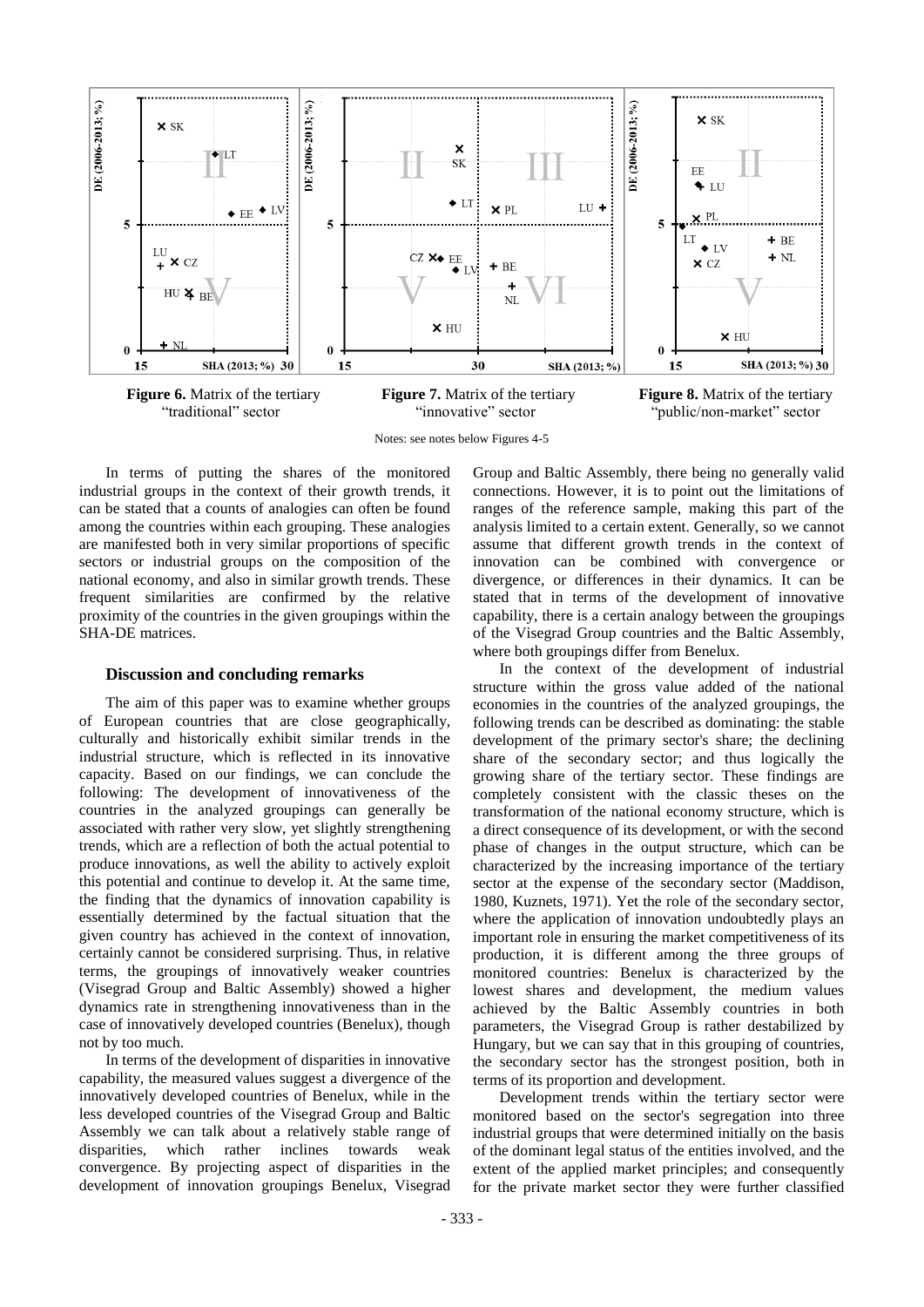**Figure 6.** Matrix of the tertiary "traditional" sector

**Figure 7.** Matrix of the tertiary "innovative" sector

**Figure 8.** Matrix of the tertiary "public/non-market" sector

Notes: see notes below Figures 4-5

In terms of putting the shares of the monitored industrial groups in the context of their growth trends, it can be stated that a counts of analogies can often be found among the countries within each grouping. These analogies are manifested both in very similar proportions of specific sectors or industrial groups on the composition of the national economy, and also in similar growth trends. These frequent similarities are confirmed by the relative proximity of the countries in the given groupings within the SHA-DE matrices.

## Discussion and concluding remarks

The aim of this paper was to examine whether groups of European countries that are close geographically, culturally and historically exhibit similar trends in the industrial structure, which is reflected in its innovative capacity. Based on our findings, we can conclude the following: The development of innovativeness of the countries in the analyzed groupings can generally be associated with rather very slow, yet slightly strengthening trends, which are a reflection of both the actual potential to produce innovations, as well the ability to actively exploit this potential and continue to develop it. At the same time, the finding that the dynamics of innovation capability is essentially determined by the factual situation that the given country has achieved in the context of innovation, certainly cannot be considered surprising. Thus, in relative terms, the groupings of innovatively weaker countries (Visegrad Group and Baltic Assembly) showed a higher dynamics rate in strengthening innovativeness than in the case of innovatively developed countries (Benelux), though not by too much.

In terms of the development of disparities in innovative capability, the measured values suggest a divergence of the innovatively developed countries of Benelux, while in the less developed countries of the Visegrad Group and Baltic Assembly we can talk about a relatively stable range of disparities, which rather inclines towards weak convergence. By projecting aspect of disparities in the development of innovation groupings Benelux, Visegrad Group and Baltic Assembly, there being no generally valid connections. However, it is to point out the limitations of ranges of the reference sample, making this part of the analysis limited to a certain extent. Generally, so we cannot assume that different growth trends in the context of innovation can be combined with convergence or divergence, or differences in their dynamics. It can be stated that in terms of the development of innovative capability, there is a certain analogy between the groupings of the Visegrad Group countries and the Baltic Assembly, where both groupings differ from Benelux.

In the context of the development of industrial structure within the gross value added of the national economies in the countries of the analyzed groupings, the following trends can be described as dominating: the stable development of the primary sector's share; the declining share of the secondary sector; and thus logically the growing share of the tertiary sector. These findings are completely consistent with the classic theses on the transformation of the national economy structure, which is a direct consequence of its development, or with the second phase of changes in the output structure, which can be characterized by the increasing importance of the tertiary sector at the expense of the secondary sector (Maddison, 1980, Kuznets, 1971). Yet the role of the secondary sector, where the application of innovation undoubtedly plays an important role in ensuring the market competitiveness of its production, it is different among the three groups of monitored countries: Benelux is characterized by the lowest shares and development, the medium values achieved by the Baltic Assembly countries in both parameters, the Visegrad Group is rather destabilized by Hungary, but we can say that in this grouping of countries, the secondary sector has the strongest position, both in terms of its proportion and development.

Development trends within the tertiary sector were monitored based on the sector's segregation into three industrial groups that were determined initially on the basis of the dominant legal status of the entities involved, and the extent of the applied market principles; and consequently for the private market sector they were further classified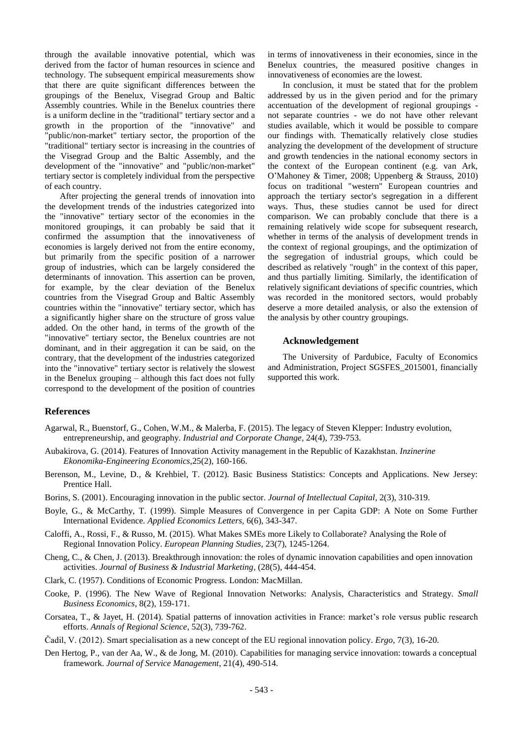through the available innovative potential, which was derived from the factor of human resources in science and technology. The subsequent empirical measurements show that there are quite significant differences between the groupings of the Benelux, Visegrad Group and Baltic Assembly countries. While in the Benelux countries there is a uniform decline in the "traditional" tertiary sector and a growth in the proportion of the "innovative" and "public/non-market" tertiary sector, the proportion of the "traditional" tertiary sector is increasing in the countries of the Visegrad Group and the Baltic Assembly, and the development of the "innovative" and "public/non-market" tertiary sector is completely individual from the perspective of each country.

After projecting the general trends of innovation into the development trends of the industries categorized into the "innovative" tertiary sector of the economies in the monitored groupings, it can probably be said that it confirmed the assumption that the innovativeness of economies is largely derived not from the entire economy, but primarily from the specific position of a narrower group of industries, which can be largely considered the determinants of innovation. This assertion can be proven, for example, by the clear deviation of the Benelux countries from the Visegrad Group and Baltic Assembly countries within the "innovative" tertiary sector, which has a significantly higher share on the structure of gross value added. On the other hand, in terms of the growth of the "innovative" tertiary sector, the Benelux countries are not dominant, and in their aggregation it can be said, on the contrary, that the development of the industries categorized into the "innovative" tertiary sector is relatively the slowest in the Benelux grouping – although this fact does not fully correspond to the development of the position of countries in terms of innovativeness in their economies, since in the Benelux countries, the measured positive changes in innovativeness of economies are the lowest.

In conclusion, it must be stated that for the problem addressed by us in the given period and for the primary accentuation of the development of regional groupings - not separate countries - we do not have other relevant studies available, which it would be possible to compare our findings with. Thematically relatively close studies analyzing the development of the development of structure and growth tendencies in the national economy sectors in the context of the European continent (e.g. van Ark, O'Mahoney & Timer, 2008; Uppenberg & Strauss, 2010) focus on traditional "western" European countries and approach the tertiary sector's segregation in a different ways. Thus, these studies cannot be used for direct comparison. We can probably conclude that there is a remaining relatively wide scope for subsequent research, whether in terms of the analysis of development trends in the context of regional groupings, and the optimization of the segregation of industrial groups, which could be described as relatively "rough" in the context of this paper, and thus partially limiting. Similarly, the identification of relatively significant deviations of specific countries, which was recorded in the monitored sectors, would probably deserve a more detailed analysis, or also the extension of the analysis by other country groupings.

### Acknowledgement

The University of Pardubice, Faculty of Economics and Administration, Project SGSFES_2015001, financially supported this work.

## References

Agarwal, R., Buenstorf, G., Cohen, W.M., & Malerba, F. (2015). The legacy of Steven Klepper: Industry evolution, entrepreneurship, and geography. *Industrial and Corporate Change*, 24(4), 739-753.

Aubakirova, G. (2014). Features of Innovation Activity management in the Republic of Kazakhstan. *Inzinerine Ekonomika-Engineering Economics,*25(2), 160-166.

Berenson, M., Levine, D., & Krehbiel, T. (2012). Basic Business Statistics: Concepts and Applications. New Jersey: Prentice Hall.

Borins, S. (2001). Encouraging innovation in the public sector. *Journal of Intellectual Capital*, 2(3), 310-319.

Boyle, G., & McCarthy, T. (1999). Simple Measures of Convergence in per Capita GDP: A Note on Some Further International Evidence. *Applied Economics Letters*, 6(6), 343-347.

Caloffi, A., Rossi, F., & Russo, M. (2015). What Makes SMEs more Likely to Collaborate? Analysing the Role of Regional Innovation Policy. *European Planning Studies,* 23(7), 1245-1264.

Cheng, C., & Chen, J. (2013). Breakthrough innovation: the roles of dynamic innovation capabilities and open innovation activities. *Journal of Business & Industrial Marketing,* (28(5), 444-454.

Clark, C. (1957). Conditions of Economic Progress. London: MacMillan.

Cooke, P. (1996). The New Wave of Regional Innovation Networks: Analysis, Characteristics and Strategy. *Small Business Economics,* 8(2), 159-171.

Corsatea, T., & Jayet, H. (2014). Spatial patterns of innovation activities in France: market's role versus public research efforts. *Annals of Regional Science*, 52(3), 739-762.

Čadil, V. (2012). Smart specialisation as a new concept of the EU regional innovation policy. *Ergo*, 7(3), 16-20.

Den Hertog, P., van der Aa, W., & de Jong, M. (2010). Capabilities for managing service innovation: towards a conceptual framework. *Journal of Service Management*, 21(4), 490-514.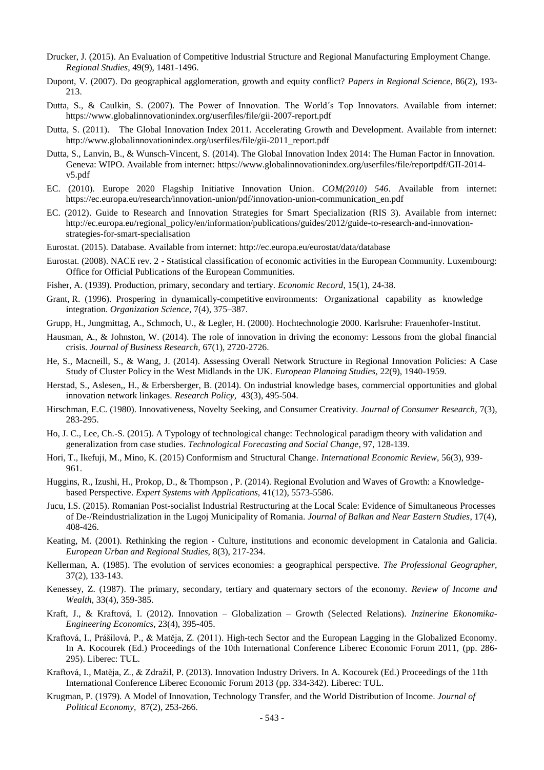Drucker, J. (2015). An Evaluation of Competitive Industrial Structure and Regional Manufacturing Employment Change. *Regional Studies*, 49(9), 1481-1496.

Dupont, V. (2007). Do geographical agglomeration, growth and equity conflict? *Papers in Regional Science*, 86(2), 193-213.

Dutta, S., & Caulkin, S. (2007). The Power of Innovation. The World´s Top Innovators. Available from internet: https://www.globalinnovationindex.org/userfiles/file/gii-2007-report.pdf

Dutta, S. (2011). The Global Innovation Index 2011. Accelerating Growth and Development. Available from internet: http://www.globalinnovationindex.org/userfiles/file/gii-2011_report.pdf

Dutta, S., Lanvin, B., & Wunsch-Vincent, S. (2014). The Global Innovation Index 2014: The Human Factor in Innovation. Geneva: WIPO. Available from internet: https://www.globalinnovationindex.org/userfiles/file/reportpdf/GII-2014-v5.pdf

EC. (2010). Europe 2020 Flagship Initiative Innovation Union. *COM(2010) 546*. Available from internet: https://ec.europa.eu/research/innovation-union/pdf/innovation-union-communication_en.pdf

EC. (2012). Guide to Research and Innovation Strategies for Smart Specialization (RIS 3). Available from internet: http://ec.europa.eu/regional_policy/en/information/publications/guides/2012/guide-to-research-and-innovation-strategies-for-smart-specialisation

Eurostat. (2015). Database. Available from internet: http://ec.europa.eu/eurostat/data/database

Eurostat. (2008). NACE rev. 2 - Statistical classification of economic activities in the European Community. Luxembourg: Office for Official Publications of the European Communities.

Fisher, A. (1939). Production, primary, secondary and tertiary. *Economic Record*, 15(1), 24-38.

Grant, R. (1996). Prospering in dynamically-competitive environments: Organizational capability as knowledge integration. *Organization Science*, 7(4), 375–387.

Grupp, H., Jungmittag, A., Schmoch, U., & Legler, H. (2000). Hochtechnologie 2000. Karlsruhe: Frauenhofer-Institut.

Hausman, A., & Johnston, W. (2014). The role of innovation in driving the economy: Lessons from the global financial crisis. *Journal of Business Research*, 67(1), 2720-2726.

He, S., Macneill, S., & Wang, J. (2014). Assessing Overall Network Structure in Regional Innovation Policies: A Case Study of Cluster Policy in the West Midlands in the UK. *European Planning Studies*, 22(9), 1940-1959.

Herstad, S., Aslesen,, H., & Erbersberger, B. (2014). On industrial knowledge bases, commercial opportunities and global innovation network linkages. *Research Policy*, 43(3), 495-504.

Hirschman, E.C. (1980). Innovativeness, Novelty Seeking, and Consumer Creativity. *Journal of Consumer Research*, 7(3), 283-295.

Ho, J. C., Lee, Ch.-S. (2015). A Typology of technological change: Technological paradigm theory with validation and generalization from case studies. *Technological Forecasting and Social Change*, 97, 128-139.

Hori, T., Ikefuji, M., Mino, K. (2015) Conformism and Structural Change. *International Economic Review*, 56(3), 939-961.

Huggins, R., Izushi, H., Prokop, D., & Thompson , P. (2014). Regional Evolution and Waves of Growth: a Knowledge-based Perspective. *Expert Systems with Applications*, 41(12), 5573-5586.

Jucu, I.S. (2015). Romanian Post-socialist Industrial Restructuring at the Local Scale: Evidence of Simultaneous Processes of De-/Reindustrialization in the Lugoj Municipality of Romania. *Journal of Balkan and Near Eastern Studies*, 17(4), 408-426.

Keating, M. (2001). Rethinking the region - Culture, institutions and economic development in Catalonia and Galicia. *European Urban and Regional Studies*, 8(3), 217-234.

Kellerman, A. (1985). The evolution of services economies: a geographical perspective. *The Professional Geographer*, 37(2), 133-143.

Kenessey, Z. (1987). The primary, secondary, tertiary and quaternary sectors of the economy. *Review of Income and Wealth*, 33(4), 359-385.

Kraft, J., & Kraftová, I. (2012). Innovation – Globalization – Growth (Selected Relations). *Inzinerine Ekonomika-Engineering Economics*, 23(4), 395-405.

Kraftová, I., Prášilová, P., & Matěja, Z. (2011). High-tech Sector and the European Lagging in the Globalized Economy. In A. Kocourek (Ed.) Proceedings of the 10th International Conference Liberec Economic Forum 2011, (pp. 286-295). Liberec: TUL.

Kraftová, I., Matěja, Z., & Zdražil, P. (2013). Innovation Industry Drivers. In A. Kocourek (Ed.) Proceedings of the 11th International Conference Liberec Economic Forum 2013 (pp. 334-342). Liberec: TUL.

Krugman, P. (1979). A Model of Innovation, Technology Transfer, and the World Distribution of Income. *Journal of Political Economy*, 87(2), 253-266.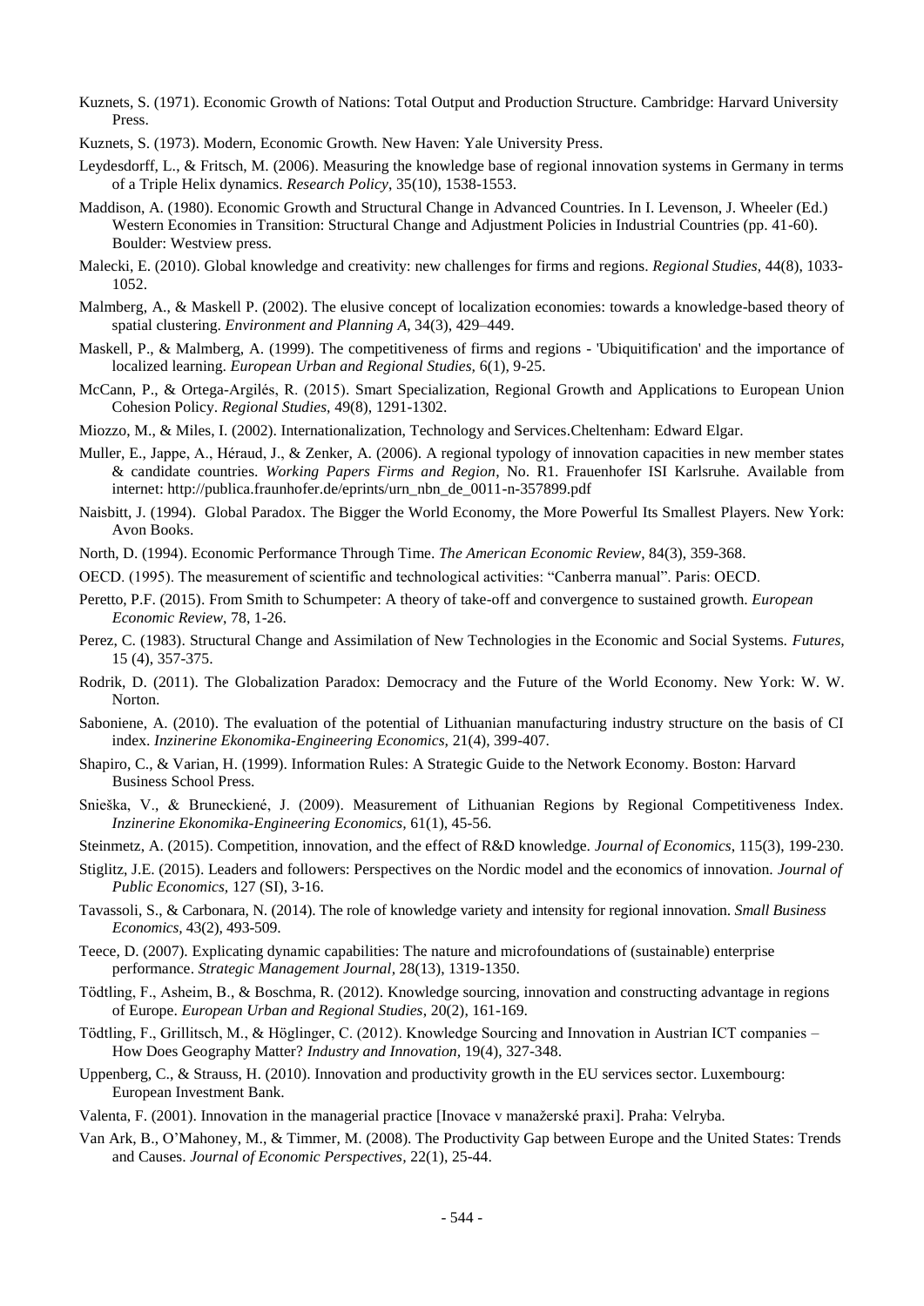Kuznets, S. (1971). Economic Growth of Nations: Total Output and Production Structure. Cambridge: Harvard University Press.

Kuznets, S. (1973). Modern, Economic Growth. New Haven: Yale University Press.

Leydesdorff, L., & Fritsch, M. (2006). Measuring the knowledge base of regional innovation systems in Germany in terms of a Triple Helix dynamics. *Research Policy*, 35(10), 1538-1553.

Maddison, A. (1980). Economic Growth and Structural Change in Advanced Countries. In I. Levenson, J. Wheeler (Ed.) Western Economies in Transition: Structural Change and Adjustment Policies in Industrial Countries (pp. 41-60). Boulder: Westview press.

Malecki, E. (2010). Global knowledge and creativity: new challenges for firms and regions. *Regional Studies*, 44(8), 1033-1052.

Malmberg, A., & Maskell P. (2002). The elusive concept of localization economies: towards a knowledge-based theory of spatial clustering. *Environment and Planning A*, 34(3), 429–449.

Maskell, P., & Malmberg, A. (1999). The competitiveness of firms and regions - 'Ubiquitification' and the importance of localized learning. *European Urban and Regional Studies,* 6(1), 9-25.

McCann, P., & Ortega-Argilés, R. (2015). Smart Specialization, Regional Growth and Applications to European Union Cohesion Policy. *Regional Studies,* 49(8), 1291-1302.

Miozzo, M., & Miles, I. (2002). Internationalization, Technology and Services.Cheltenham: Edward Elgar.

Muller, E., Jappe, A., Héraud, J., & Zenker, A. (2006). A regional typology of innovation capacities in new member states & candidate countries. *Working Papers Firms and Region*, No. R1. Frauenhofer ISI Karlsruhe. Available from internet: http://publica.fraunhofer.de/eprints/urn_nbn_de_0011-n-357899.pdf

Naisbitt, J. (1994). Global Paradox. The Bigger the World Economy, the More Powerful Its Smallest Players. New York: Avon Books.

North, D. (1994). Economic Performance Through Time. *The American Economic Review*, 84(3), 359-368.

OECD. (1995). The measurement of scientific and technological activities: "Canberra manual". Paris: OECD.

Peretto, P.F. (2015). From Smith to Schumpeter: A theory of take-off and convergence to sustained growth. *European Economic Review*, 78, 1-26.

Perez, C. (1983). Structural Change and Assimilation of New Technologies in the Economic and Social Systems. *Futures,* 15 (4), 357-375.

Rodrik, D. (2011). The Globalization Paradox: Democracy and the Future of the World Economy. New York: W. W. Norton.

Saboniene, A. (2010). The evaluation of the potential of Lithuanian manufacturing industry structure on the basis of CI index. *Inzinerine Ekonomika-Engineering Economics,* 21(4), 399-407.

Shapiro, C., & Varian, H. (1999). Information Rules: A Strategic Guide to the Network Economy. Boston: Harvard Business School Press.

Snieška, V., & Bruneckiené, J. (2009). Measurement of Lithuanian Regions by Regional Competitiveness Index. *Inzinerine Ekonomika-Engineering Economics,* 61(1), 45-56.

Steinmetz, A. (2015). Competition, innovation, and the effect of R&D knowledge. *Journal of Economics*, 115(3), 199-230.

Stiglitz, J.E. (2015). Leaders and followers: Perspectives on the Nordic model and the economics of innovation. *Journal of Public Economics,* 127 (SI), 3-16.

Tavassoli, S., & Carbonara, N. (2014). The role of knowledge variety and intensity for regional innovation. *Small Business Economics,* 43(2), 493-509.

Teece, D. (2007). Explicating dynamic capabilities: The nature and microfoundations of (sustainable) enterprise performance. *Strategic Management Journal,* 28(13), 1319-1350.

Tödtling, F., Asheim, B., & Boschma, R. (2012). Knowledge sourcing, innovation and constructing advantage in regions of Europe. *European Urban and Regional Studies*, 20(2), 161-169.

Tödtling, F., Grillitsch, M., & Höglinger, C. (2012). Knowledge Sourcing and Innovation in Austrian ICT companies – How Does Geography Matter? *Industry and Innovation,* 19(4), 327-348.

Uppenberg, C., & Strauss, H. (2010). Innovation and productivity growth in the EU services sector. Luxembourg: European Investment Bank.

Valenta, F. (2001). Innovation in the managerial practice [Inovace v manažerské praxi]. Praha: Velryba.

Van Ark, B., O'Mahoney, M., & Timmer, M. (2008). The Productivity Gap between Europe and the United States: Trends and Causes. *Journal of Economic Perspectives,* 22(1), 25-44.